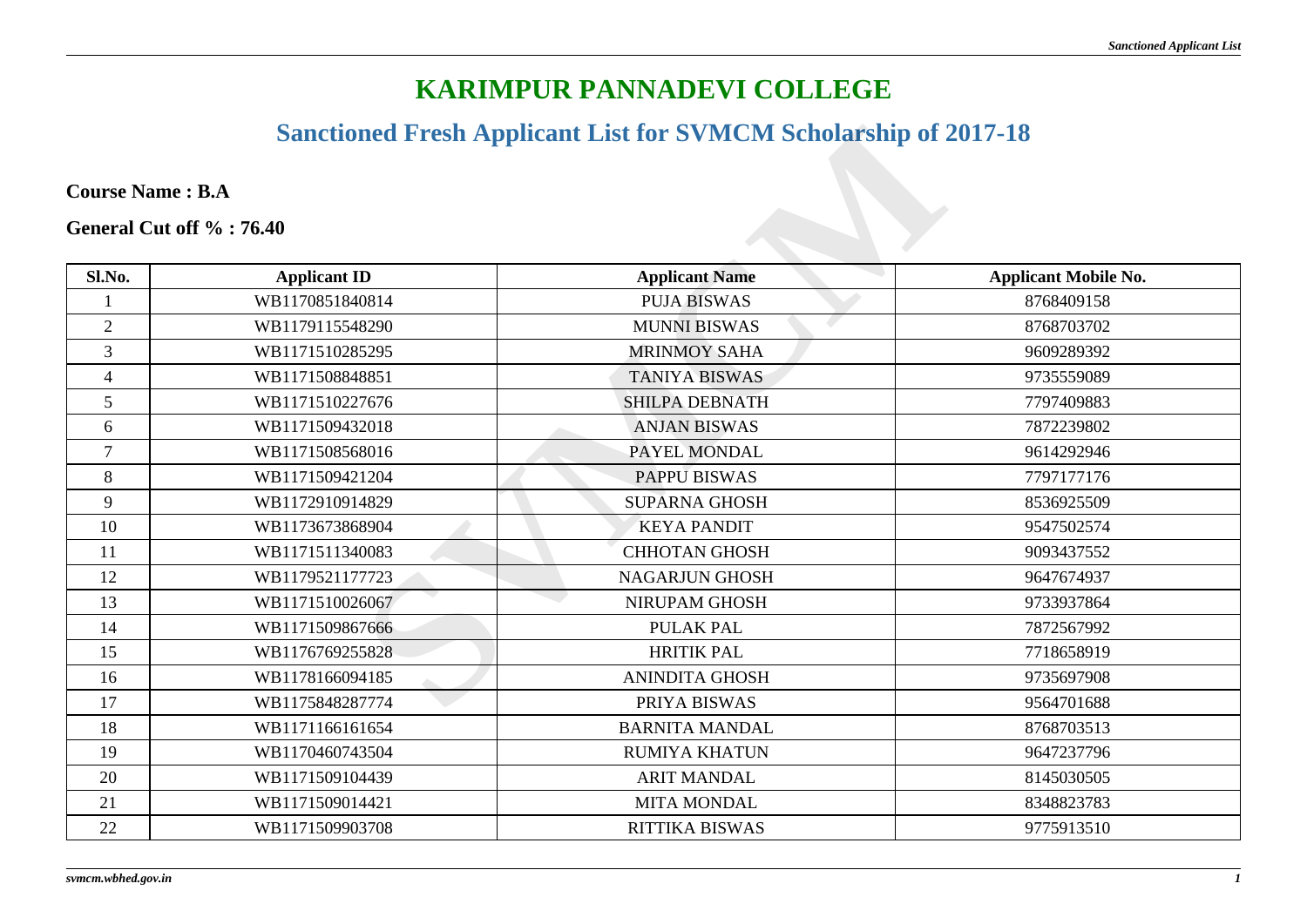# KARIMPUR PANNADEVI COLLEGE

## Sanctioned Fresh Applicant List for SVMCM Scholarship of 2017-18

**Course Name : B.A**

**General Cut off % : 76.40**

| Sl.No. | Applicant ID | Applicant Name | Applicant Mobile No. |
|---|---|---|---|
| 1 | WB1170851840814 | PUJA BISWAS | 8768409158 |
| 2 | WB1179115548290 | MUNNI BISWAS | 8768703702 |
| 3 | WB1171510285295 | MRINMOY SAHA | 9609289392 |
| 4 | WB1171508848851 | TANIYA BISWAS | 9735559089 |
| 5 | WB1171510227676 | SHILPA DEBNATH | 7797409883 |
| 6 | WB1171509432018 | ANJAN BISWAS | 7872239802 |
| 7 | WB1171508568016 | PAYEL MONDAL | 9614292946 |
| 8 | WB1171509421204 | PAPPU BISWAS | 7797177176 |
| 9 | WB1172910914829 | SUPARNA GHOSH | 8536925509 |
| 10 | WB1173673868904 | KEYA PANDIT | 9547502574 |
| 11 | WB1171511340083 | CHHOTAN GHOSH | 9093437552 |
| 12 | WB1179521177723 | NAGARJUN GHOSH | 9647674937 |
| 13 | WB1171510026067 | NIRUPAM GHOSH | 9733937864 |
| 14 | WB1171509867666 | PULAK PAL | 7872567992 |
| 15 | WB1176769255828 | HRITIK PAL | 7718658919 |
| 16 | WB1178166094185 | ANINDITA GHOSH | 9735697908 |
| 17 | WB1175848287774 | PRIYA BISWAS | 9564701688 |
| 18 | WB1171166161654 | BARNITA MANDAL | 8768703513 |
| 19 | WB1170460743504 | RUMIYA KHATUN | 9647237796 |
| 20 | WB1171509104439 | ARIT MANDAL | 8145030505 |
| 21 | WB1171509014421 | MITA MONDAL | 8348823783 |
| 22 | WB1171509903708 | RITTIKA BISWAS | 9775913510 |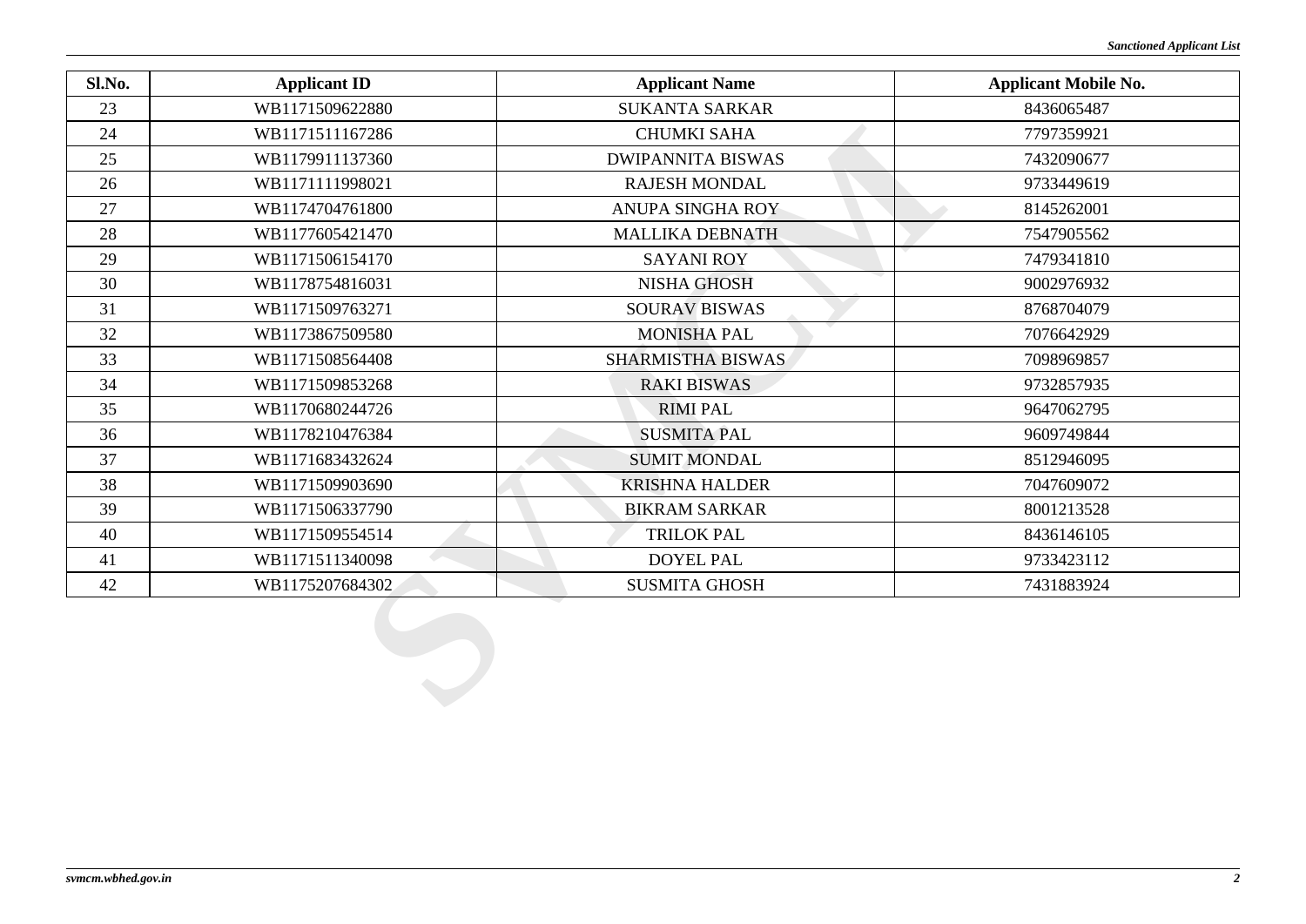| Sl.No. | Applicant ID | Applicant Name | Applicant Mobile No. |
|---|---|---|---|
| 23 | WB1171509622880 | SUKANTA SARKAR | 8436065487 |
| 24 | WB1171511167286 | CHUMKI SAHA | 7797359921 |
| 25 | WB1179911137360 | DWIPANNITA BISWAS | 7432090677 |
| 26 | WB1171111998021 | RAJESH MONDAL | 9733449619 |
| 27 | WB1174704761800 | ANUPA SINGHA ROY | 8145262001 |
| 28 | WB1177605421470 | MALLIKA DEBNATH | 7547905562 |
| 29 | WB1171506154170 | SAYANI ROY | 7479341810 |
| 30 | WB1178754816031 | NISHA GHOSH | 9002976932 |
| 31 | WB1171509763271 | SOURAV BISWAS | 8768704079 |
| 32 | WB1173867509580 | MONISHA PAL | 7076642929 |
| 33 | WB1171508564408 | SHARMISTHA BISWAS | 7098969857 |
| 34 | WB1171509853268 | RAKI BISWAS | 9732857935 |
| 35 | WB1170680244726 | RIMI PAL | 9647062795 |
| 36 | WB1178210476384 | SUSMITA PAL | 9609749844 |
| 37 | WB1171683432624 | SUMIT MONDAL | 8512946095 |
| 38 | WB1171509903690 | KRISHNA HALDER | 7047609072 |
| 39 | WB1171506337790 | BIKRAM SARKAR | 8001213528 |
| 40 | WB1171509554514 | TRILOK PAL | 8436146105 |
| 41 | WB1171511340098 | DOYEL PAL | 9733423112 |
| 42 | WB1175207684302 | SUSMITA GHOSH | 7431883924 |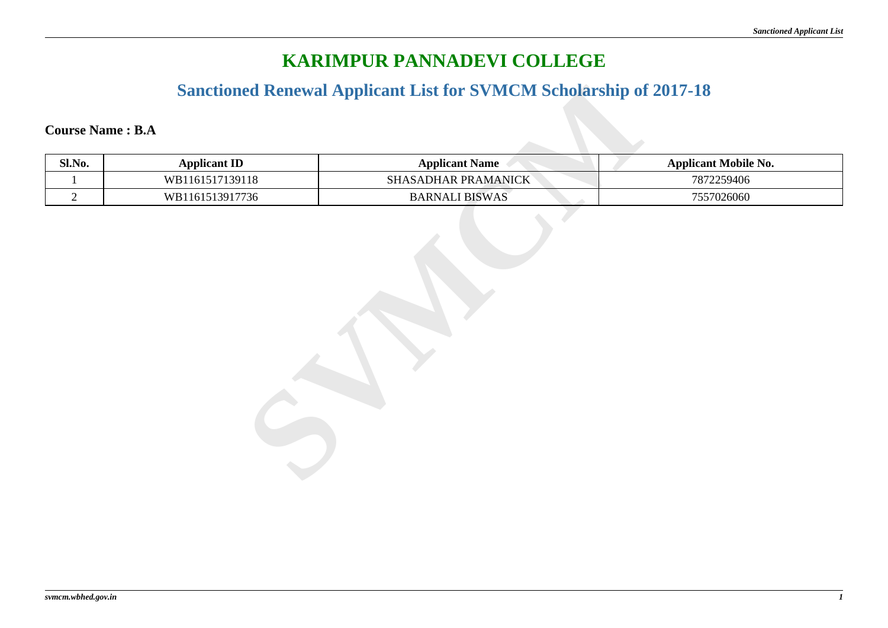# KARIMPUR PANNADEVI COLLEGE

## Sanctioned Renewal Applicant List for SVMCM Scholarship of 2017-18

**Course Name : B.A**

| Sl.No. | Applicant ID | Applicant Name | Applicant Mobile No. |
|---|---|---|---|
| 1 | WB1161517139118 | SHASADHAR PRAMANICK | 7872259406 |
| 2 | WB1161513917736 | BARNALI BISWAS | 7557026060 |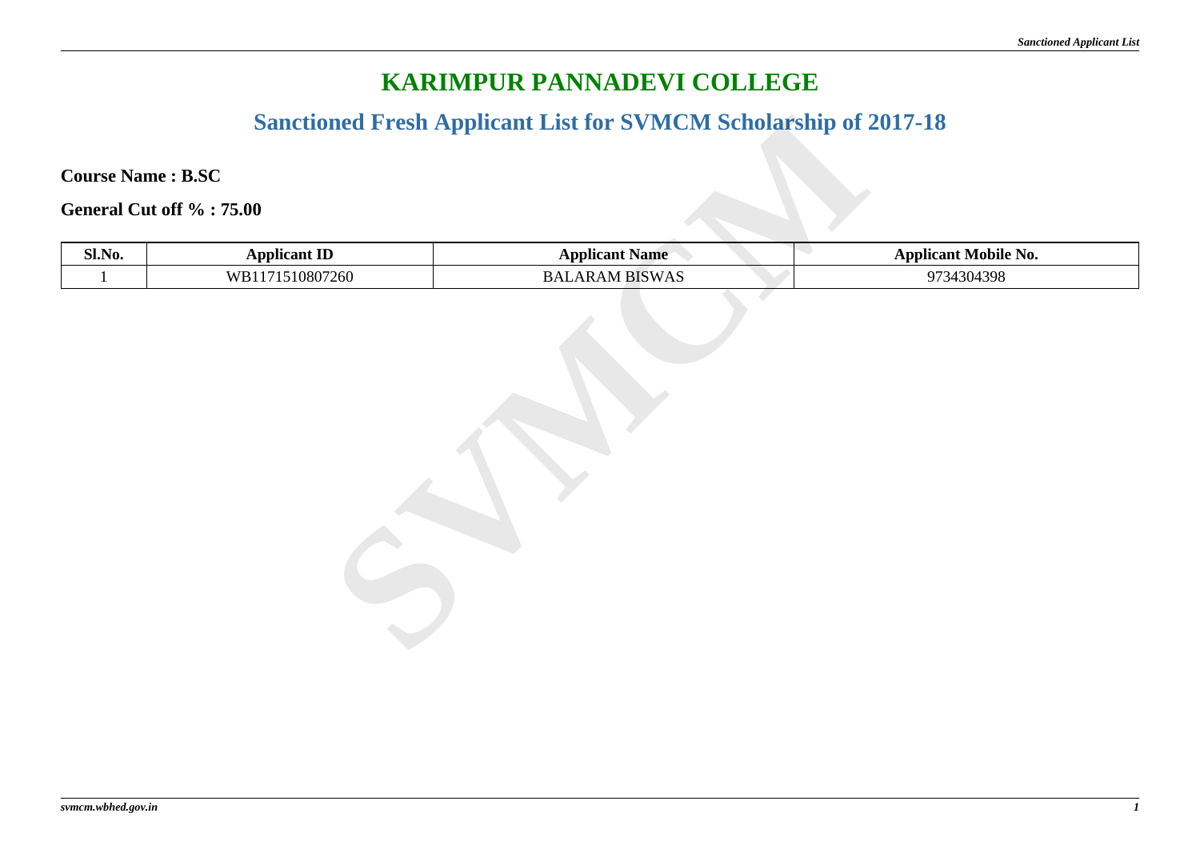# KARIMPUR PANNADEVI COLLEGE

## Sanctioned Fresh Applicant List for SVMCM Scholarship of 2017-18

**Course Name : B.SC**

**General Cut off % : 75.00**

| Sl.No. | Applicant ID | Applicant Name | Applicant Mobile No. |
|---|---|---|---|
| 1 | WB1171510807260 | BALARAM BISWAS | 9734304398 |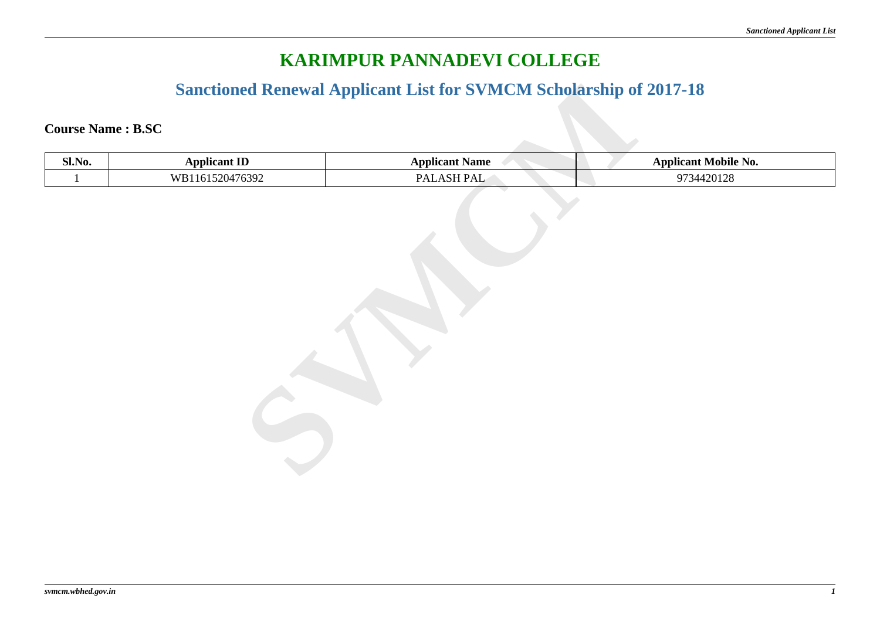# KARIMPUR PANNADEVI COLLEGE

## Sanctioned Renewal Applicant List for SVMCM Scholarship of 2017-18

**Course Name : B.SC**

| Sl.No. | Applicant ID | Applicant Name | Applicant Mobile No. |
|---|---|---|---|
| 1 | WB1161520476392 | PALASH PAL | 9734420128 |